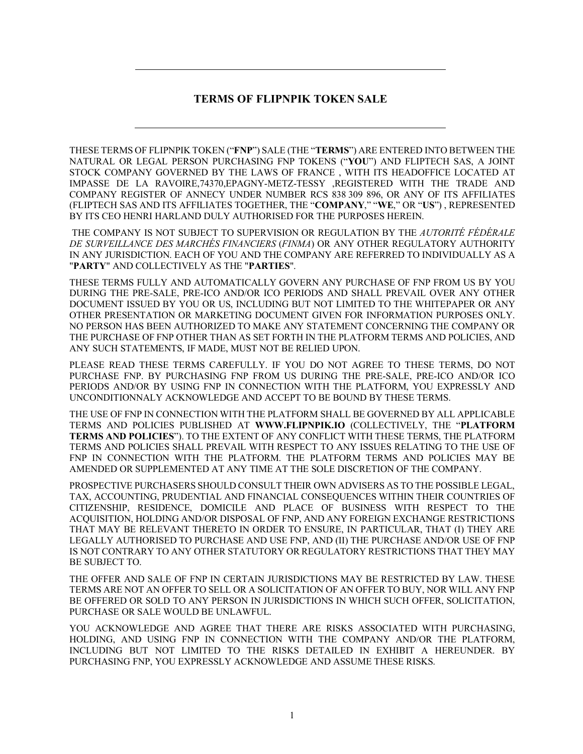# TERMS OF FLIPNPIK TOKEN SALE

THESE TERMS OF FLIPNPIK TOKEN ("**FNP**") SALE (THE "**TERMS**") ARE ENTERED INTO BETWEEN THE NATURAL OR LEGAL PERSON PURCHASING FNP TOKENS ("**YOU**") AND FLIPTECH SAS, A JOINT STOCK COMPANY GOVERNED BY THE LAWS OF FRANCE , WITH ITS HEADOFFICE LOCATED AT IMPASSE DE LA RAVOIRE,74370,EPAGNY-METZ-TESSY ,REGISTERED WITH THE TRADE AND COMPANY REGISTER OF ANNECY UNDER NUMBER RCS 838 309 896, OR ANY OF ITS AFFILIATES (FLIPTECH SAS AND ITS AFFILIATES TOGETHER, THE "**COMPANY**," "**WE**," OR "**US**") , REPRESENTED BY ITS CEO HENRI HARLAND DULY AUTHORISED FOR THE PURPOSES HEREIN.

THE COMPANY IS NOT SUBJECT TO SUPERVISION OR REGULATION BY THE *AUTORITÉ FÉDÉRALE DE SURVEILLANCE DES MARCHÉS FINANCIERS* (*FINMA*) OR ANY OTHER REGULATORY AUTHORITY IN ANY JURISDICTION. EACH OF YOU AND THE COMPANY ARE REFERRED TO INDIVIDUALLY AS A "**PARTY**" AND COLLECTIVELY AS THE "**PARTIES**".

THESE TERMS FULLY AND AUTOMATICALLY GOVERN ANY PURCHASE OF FNP FROM US BY YOU DURING THE PRE-SALE, PRE-ICO AND/OR ICO PERIODS AND SHALL PREVAIL OVER ANY OTHER DOCUMENT ISSUED BY YOU OR US, INCLUDING BUT NOT LIMITED TO THE WHITEPAPER OR ANY OTHER PRESENTATION OR MARKETING DOCUMENT GIVEN FOR INFORMATION PURPOSES ONLY. NO PERSON HAS BEEN AUTHORIZED TO MAKE ANY STATEMENT CONCERNING THE COMPANY OR THE PURCHASE OF FNP OTHER THAN AS SET FORTH IN THE PLATFORM TERMS AND POLICIES, AND ANY SUCH STATEMENTS, IF MADE, MUST NOT BE RELIED UPON.

PLEASE READ THESE TERMS CAREFULLY. IF YOU DO NOT AGREE TO THESE TERMS, DO NOT PURCHASE FNP. BY PURCHASING FNP FROM US DURING THE PRE-SALE, PRE-ICO AND/OR ICO PERIODS AND/OR BY USING FNP IN CONNECTION WITH THE PLATFORM, YOU EXPRESSLY AND UNCONDITIONNALY ACKNOWLEDGE AND ACCEPT TO BE BOUND BY THESE TERMS.

THE USE OF FNP IN CONNECTION WITH THE PLATFORM SHALL BE GOVERNED BY ALL APPLICABLE TERMS AND POLICIES PUBLISHED AT **WWW.FLIPNPIK.IO** (COLLECTIVELY, THE "**PLATFORM TERMS AND POLICIES**"). TO THE EXTENT OF ANY CONFLICT WITH THESE TERMS, THE PLATFORM TERMS AND POLICIES SHALL PREVAIL WITH RESPECT TO ANY ISSUES RELATING TO THE USE OF FNP IN CONNECTION WITH THE PLATFORM. THE PLATFORM TERMS AND POLICIES MAY BE AMENDED OR SUPPLEMENTED AT ANY TIME AT THE SOLE DISCRETION OF THE COMPANY.

PROSPECTIVE PURCHASERS SHOULD CONSULT THEIR OWN ADVISERS AS TO THE POSSIBLE LEGAL, TAX, ACCOUNTING, PRUDENTIAL AND FINANCIAL CONSEQUENCES WITHIN THEIR COUNTRIES OF CITIZENSHIP, RESIDENCE, DOMICILE AND PLACE OF BUSINESS WITH RESPECT TO THE ACQUISITION, HOLDING AND/OR DISPOSAL OF FNP, AND ANY FOREIGN EXCHANGE RESTRICTIONS THAT MAY BE RELEVANT THERETO IN ORDER TO ENSURE, IN PARTICULAR, THAT (I) THEY ARE LEGALLY AUTHORISED TO PURCHASE AND USE FNP, AND (II) THE PURCHASE AND/OR USE OF FNP IS NOT CONTRARY TO ANY OTHER STATUTORY OR REGULATORY RESTRICTIONS THAT THEY MAY BE SUBJECT TO.

THE OFFER AND SALE OF FNP IN CERTAIN JURISDICTIONS MAY BE RESTRICTED BY LAW. THESE TERMS ARE NOT AN OFFER TO SELL OR A SOLICITATION OF AN OFFER TO BUY, NOR WILL ANY FNP BE OFFERED OR SOLD TO ANY PERSON IN JURISDICTIONS IN WHICH SUCH OFFER, SOLICITATION, PURCHASE OR SALE WOULD BE UNLAWFUL.

YOU ACKNOWLEDGE AND AGREE THAT THERE ARE RISKS ASSOCIATED WITH PURCHASING, HOLDING, AND USING FNP IN CONNECTION WITH THE COMPANY AND/OR THE PLATFORM, INCLUDING BUT NOT LIMITED TO THE RISKS DETAILED IN EXHIBIT A HEREUNDER. BY PURCHASING FNP, YOU EXPRESSLY ACKNOWLEDGE AND ASSUME THESE RISKS.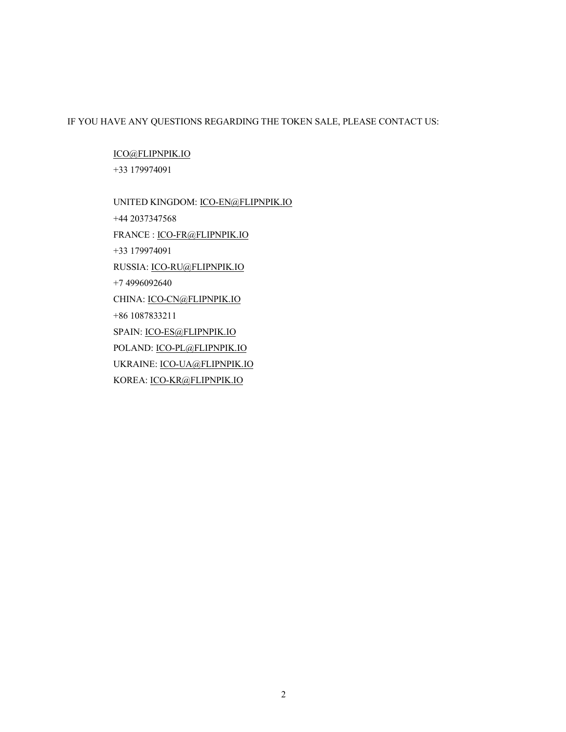IF YOU HAVE ANY QUESTIONS REGARDING THE TOKEN SALE, PLEASE CONTACT US:

ICO@FLIPNPIK.IO  
+33 179974091

UNITED KINGDOM: ICO-EN@FLIPNPIK.IO  
+44 2037347568  
FRANCE : ICO-FR@FLIPNPIK.IO  
+33 179974091  
RUSSIA: ICO-RU@FLIPNPIK.IO  
+7 4996092640  
CHINA: ICO-CN@FLIPNPIK.IO  
+86 1087833211  
SPAIN: ICO-ES@FLIPNPIK.IO  
POLAND: ICO-PL@FLIPNPIK.IO  
UKRAINE: ICO-UA@FLIPNPIK.IO  
KOREA: ICO-KR@FLIPNPIK.IO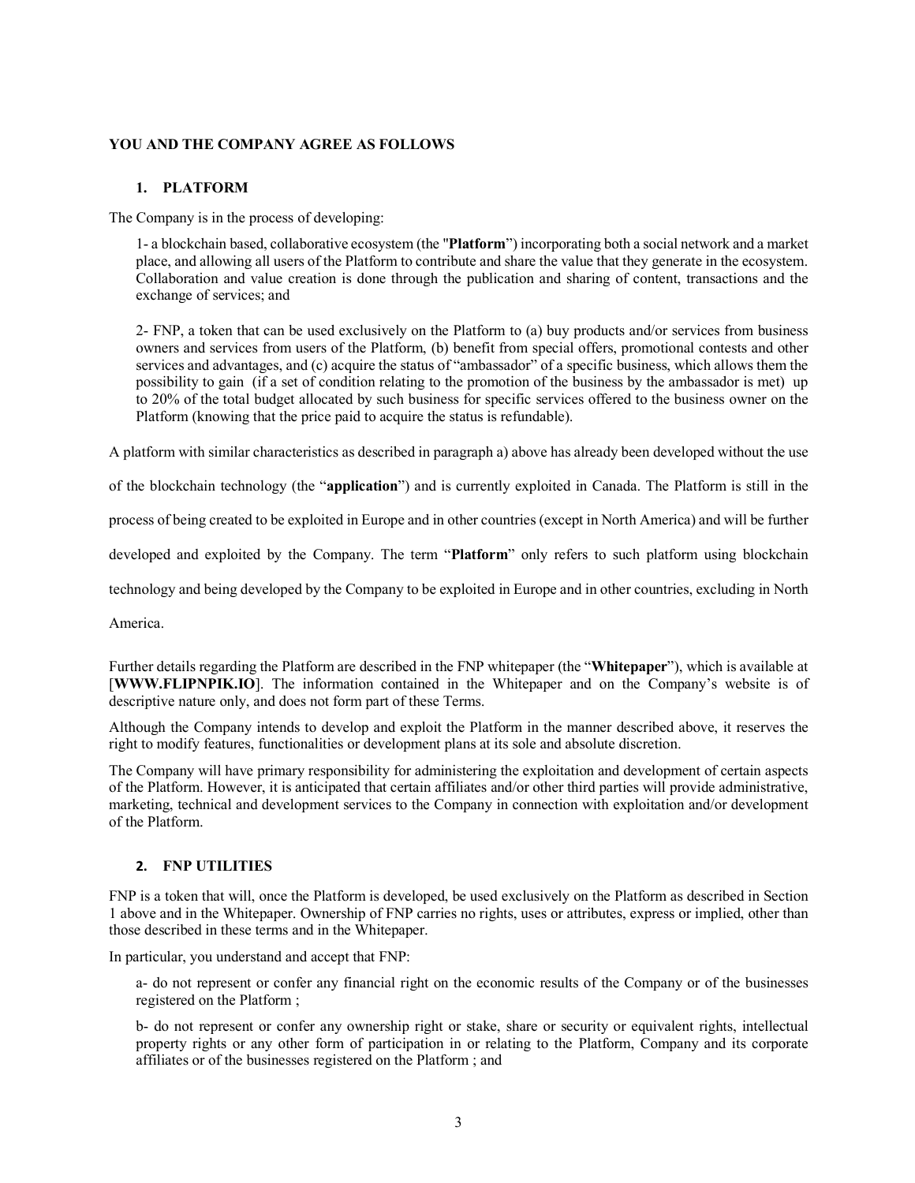**YOU AND THE COMPANY AGREE AS FOLLOWS**

## 1. PLATFORM

The Company is in the process of developing:

1- a blockchain based, collaborative ecosystem (the "**Platform**") incorporating both a social network and a market place, and allowing all users of the Platform to contribute and share the value that they generate in the ecosystem. Collaboration and value creation is done through the publication and sharing of content, transactions and the exchange of services; and

2- FNP, a token that can be used exclusively on the Platform to (a) buy products and/or services from business owners and services from users of the Platform, (b) benefit from special offers, promotional contests and other services and advantages, and (c) acquire the status of "ambassador" of a specific business, which allows them the possibility to gain (if a set of condition relating to the promotion of the business by the ambassador is met) up to 20% of the total budget allocated by such business for specific services offered to the business owner on the Platform (knowing that the price paid to acquire the status is refundable).

A platform with similar characteristics as described in paragraph a) above has already been developed without the use of the blockchain technology (the "**application**") and is currently exploited in Canada. The Platform is still in the process of being created to be exploited in Europe and in other countries (except in North America) and will be further developed and exploited by the Company. The term "**Platform**" only refers to such platform using blockchain technology and being developed by the Company to be exploited in Europe and in other countries, excluding in North America.

Further details regarding the Platform are described in the FNP whitepaper (the "**Whitepaper**"), which is available at [**WWW.FLIPNPIK.IO**]. The information contained in the Whitepaper and on the Company's website is of descriptive nature only, and does not form part of these Terms.

Although the Company intends to develop and exploit the Platform in the manner described above, it reserves the right to modify features, functionalities or development plans at its sole and absolute discretion.

The Company will have primary responsibility for administering the exploitation and development of certain aspects of the Platform. However, it is anticipated that certain affiliates and/or other third parties will provide administrative, marketing, technical and development services to the Company in connection with exploitation and/or development of the Platform.

## 2. FNP UTILITIES

FNP is a token that will, once the Platform is developed, be used exclusively on the Platform as described in Section 1 above and in the Whitepaper. Ownership of FNP carries no rights, uses or attributes, express or implied, other than those described in these terms and in the Whitepaper.

In particular, you understand and accept that FNP:

a- do not represent or confer any financial right on the economic results of the Company or of the businesses registered on the Platform ;

b- do not represent or confer any ownership right or stake, share or security or equivalent rights, intellectual property rights or any other form of participation in or relating to the Platform, Company and its corporate affiliates or of the businesses registered on the Platform ; and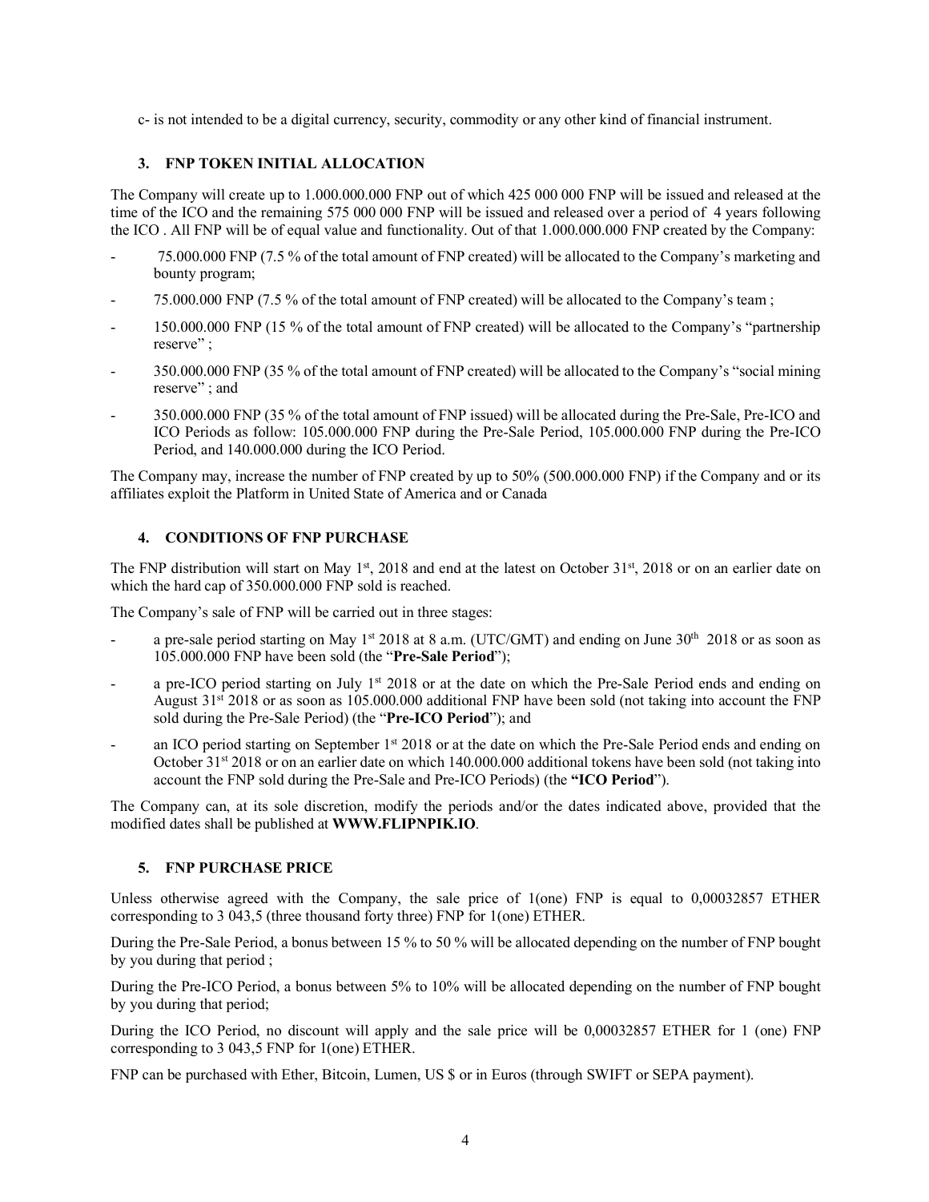c- is not intended to be a digital currency, security, commodity or any other kind of financial instrument.

## 3. FNP TOKEN INITIAL ALLOCATION

The Company will create up to 1.000.000.000 FNP out of which 425 000 000 FNP will be issued and released at the time of the ICO and the remaining 575 000 000 FNP will be issued and released over a period of 4 years following the ICO . All FNP will be of equal value and functionality. Out of that 1.000.000.000 FNP created by the Company:

- 75.000.000 FNP (7.5 % of the total amount of FNP created) will be allocated to the Company's marketing and bounty program;
- 75.000.000 FNP (7.5 % of the total amount of FNP created) will be allocated to the Company's team ;
- 150.000.000 FNP (15 % of the total amount of FNP created) will be allocated to the Company's "partnership reserve" ;
- 350.000.000 FNP (35 % of the total amount of FNP created) will be allocated to the Company's "social mining reserve" ; and
- 350.000.000 FNP (35 % of the total amount of FNP issued) will be allocated during the Pre-Sale, Pre-ICO and ICO Periods as follow: 105.000.000 FNP during the Pre-Sale Period, 105.000.000 FNP during the Pre-ICO Period, and 140.000.000 during the ICO Period.

The Company may, increase the number of FNP created by up to 50% (500.000.000 FNP) if the Company and or its affiliates exploit the Platform in United State of America and or Canada

## 4. CONDITIONS OF FNP PURCHASE

The FNP distribution will start on May 1st, 2018 and end at the latest on October 31st, 2018 or on an earlier date on which the hard cap of 350.000.000 FNP sold is reached.

The Company's sale of FNP will be carried out in three stages:

- a pre-sale period starting on May 1st 2018 at 8 a.m. (UTC/GMT) and ending on June 30th 2018 or as soon as 105.000.000 FNP have been sold (the "**Pre-Sale Period**");
- a pre-ICO period starting on July 1st 2018 or at the date on which the Pre-Sale Period ends and ending on August 31st 2018 or as soon as 105.000.000 additional FNP have been sold (not taking into account the FNP sold during the Pre-Sale Period) (the "**Pre-ICO Period**"); and
- an ICO period starting on September 1st 2018 or at the date on which the Pre-Sale Period ends and ending on October 31st 2018 or on an earlier date on which 140.000.000 additional tokens have been sold (not taking into account the FNP sold during the Pre-Sale and Pre-ICO Periods) (the **"ICO Period"**).

The Company can, at its sole discretion, modify the periods and/or the dates indicated above, provided that the modified dates shall be published at **WWW.FLIPNPIK.IO**.

## 5. FNP PURCHASE PRICE

Unless otherwise agreed with the Company, the sale price of 1(one) FNP is equal to 0,00032857 ETHER corresponding to 3 043,5 (three thousand forty three) FNP for 1(one) ETHER.

During the Pre-Sale Period, a bonus between 15 % to 50 % will be allocated depending on the number of FNP bought by you during that period ;

During the Pre-ICO Period, a bonus between 5% to 10% will be allocated depending on the number of FNP bought by you during that period;

During the ICO Period, no discount will apply and the sale price will be 0,00032857 ETHER for 1 (one) FNP corresponding to 3 043,5 FNP for 1(one) ETHER.

FNP can be purchased with Ether, Bitcoin, Lumen, US $ or in Euros (through SWIFT or SEPA payment).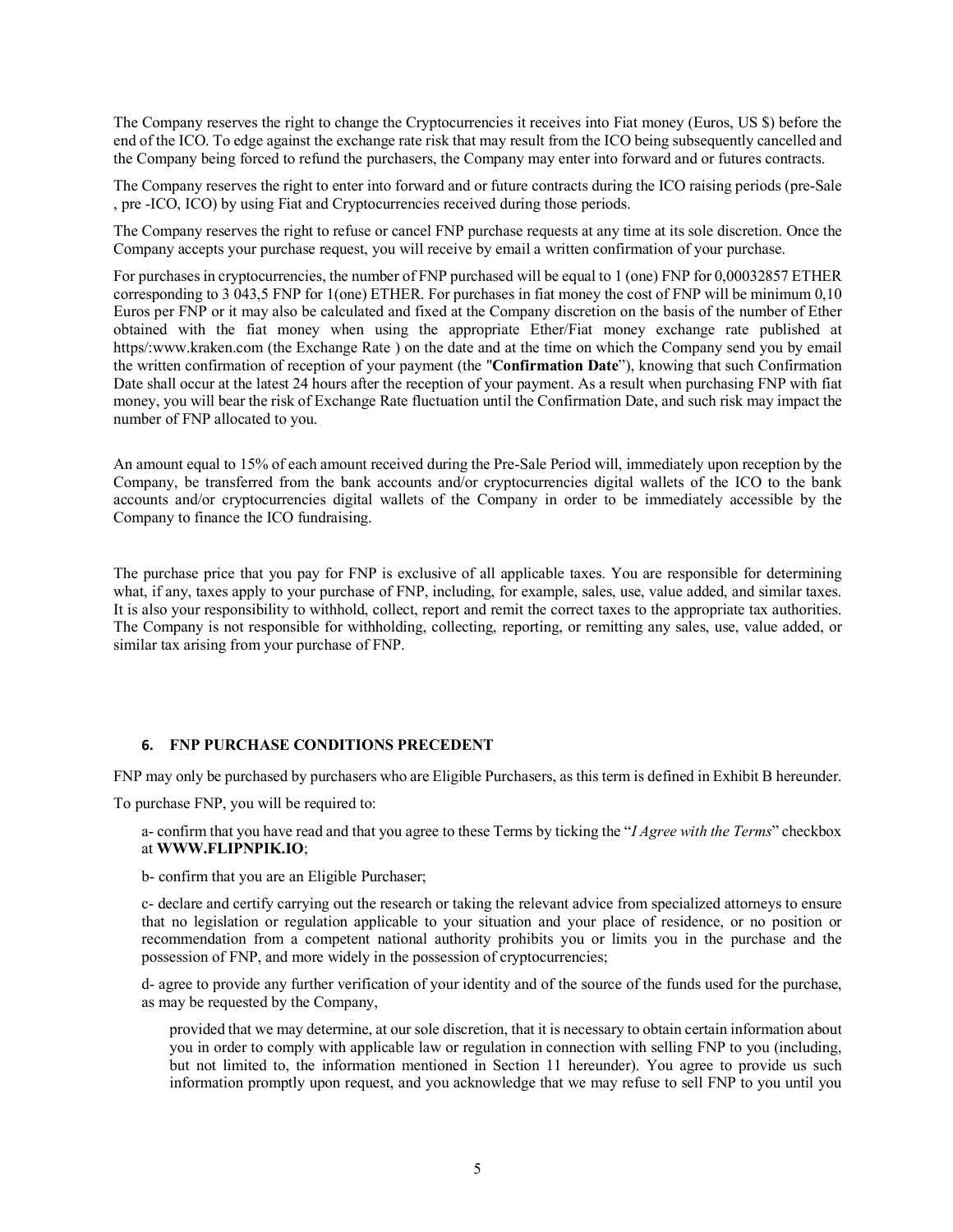The Company reserves the right to change the Cryptocurrencies it receives into Fiat money (Euros, US $) before the end of the ICO. To edge against the exchange rate risk that may result from the ICO being subsequently cancelled and the Company being forced to refund the purchasers, the Company may enter into forward and or futures contracts.

The Company reserves the right to enter into forward and or future contracts during the ICO raising periods (pre-Sale , pre -ICO, ICO) by using Fiat and Cryptocurrencies received during those periods.

The Company reserves the right to refuse or cancel FNP purchase requests at any time at its sole discretion. Once the Company accepts your purchase request, you will receive by email a written confirmation of your purchase.

For purchases in cryptocurrencies, the number of FNP purchased will be equal to 1 (one) FNP for 0,00032857 ETHER corresponding to 3 043,5 FNP for 1(one) ETHER. For purchases in fiat money the cost of FNP will be minimum 0,10 Euros per FNP or it may also be calculated and fixed at the Company discretion on the basis of the number of Ether obtained with the fiat money when using the appropriate Ether/Fiat money exchange rate published at https/:www.kraken.com (the Exchange Rate ) on the date and at the time on which the Company send you by email the written confirmation of reception of your payment (the "**Confirmation Date**"), knowing that such Confirmation Date shall occur at the latest 24 hours after the reception of your payment. As a result when purchasing FNP with fiat money, you will bear the risk of Exchange Rate fluctuation until the Confirmation Date, and such risk may impact the number of FNP allocated to you.

An amount equal to 15% of each amount received during the Pre-Sale Period will, immediately upon reception by the Company, be transferred from the bank accounts and/or cryptocurrencies digital wallets of the ICO to the bank accounts and/or cryptocurrencies digital wallets of the Company in order to be immediately accessible by the Company to finance the ICO fundraising.

The purchase price that you pay for FNP is exclusive of all applicable taxes. You are responsible for determining what, if any, taxes apply to your purchase of FNP, including, for example, sales, use, value added, and similar taxes. It is also your responsibility to withhold, collect, report and remit the correct taxes to the appropriate tax authorities. The Company is not responsible for withholding, collecting, reporting, or remitting any sales, use, value added, or similar tax arising from your purchase of FNP.

### 6. FNP PURCHASE CONDITIONS PRECEDENT

FNP may only be purchased by purchasers who are Eligible Purchasers, as this term is defined in Exhibit B hereunder.

To purchase FNP, you will be required to:

a- confirm that you have read and that you agree to these Terms by ticking the "*I Agree with the Terms*" checkbox at **WWW.FLIPNPIK.IO**;

b- confirm that you are an Eligible Purchaser;

c- declare and certify carrying out the research or taking the relevant advice from specialized attorneys to ensure that no legislation or regulation applicable to your situation and your place of residence, or no position or recommendation from a competent national authority prohibits you or limits you in the purchase and the possession of FNP, and more widely in the possession of cryptocurrencies;

d- agree to provide any further verification of your identity and of the source of the funds used for the purchase, as may be requested by the Company,

provided that we may determine, at our sole discretion, that it is necessary to obtain certain information about you in order to comply with applicable law or regulation in connection with selling FNP to you (including, but not limited to, the information mentioned in Section 11 hereunder). You agree to provide us such information promptly upon request, and you acknowledge that we may refuse to sell FNP to you until you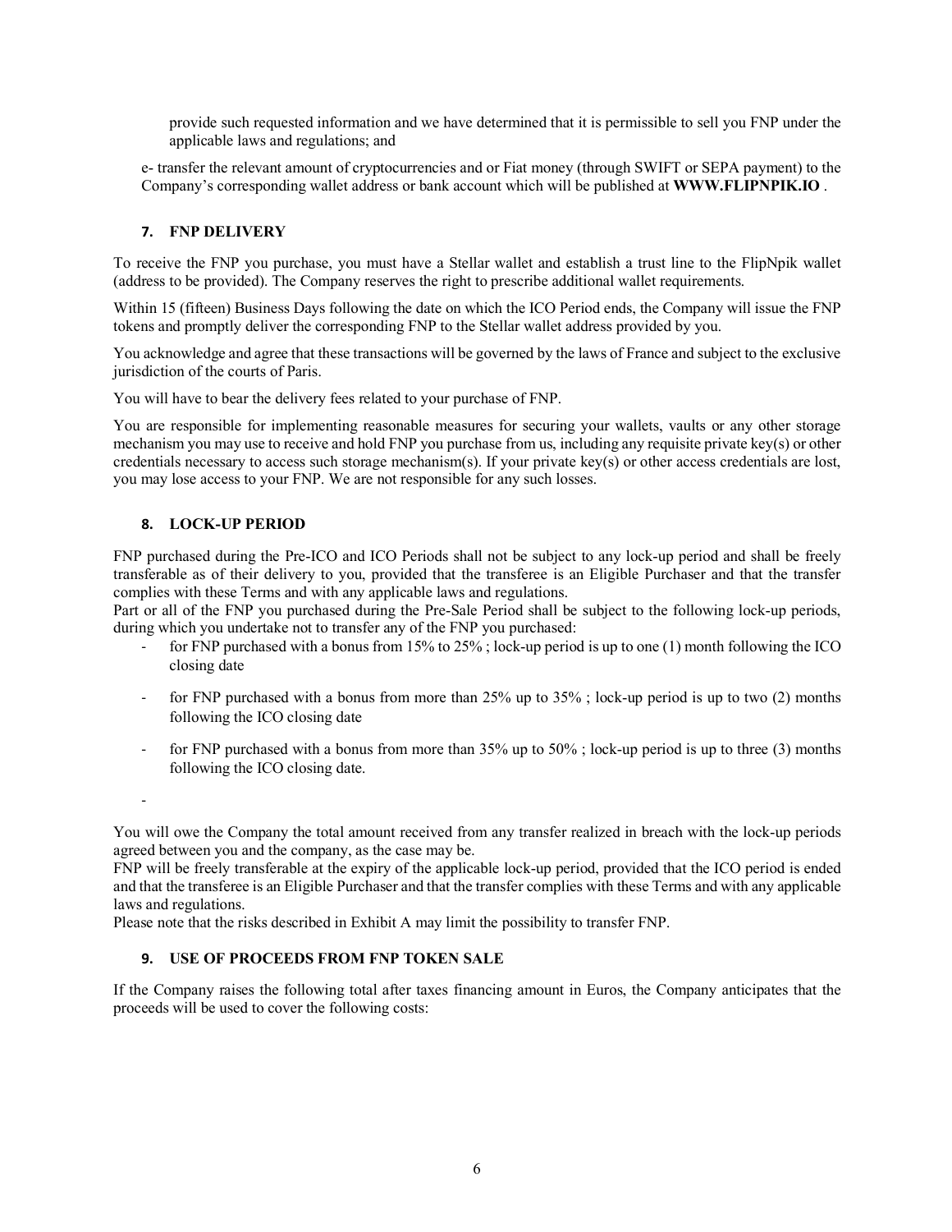provide such requested information and we have determined that it is permissible to sell you FNP under the applicable laws and regulations; and

e- transfer the relevant amount of cryptocurrencies and or Fiat money (through SWIFT or SEPA payment) to the Company's corresponding wallet address or bank account which will be published at **WWW.FLIPNPIK.IO** .

## 7. FNP DELIVERY

To receive the FNP you purchase, you must have a Stellar wallet and establish a trust line to the FlipNpik wallet (address to be provided). The Company reserves the right to prescribe additional wallet requirements.

Within 15 (fifteen) Business Days following the date on which the ICO Period ends, the Company will issue the FNP tokens and promptly deliver the corresponding FNP to the Stellar wallet address provided by you.

You acknowledge and agree that these transactions will be governed by the laws of France and subject to the exclusive jurisdiction of the courts of Paris.

You will have to bear the delivery fees related to your purchase of FNP.

You are responsible for implementing reasonable measures for securing your wallets, vaults or any other storage mechanism you may use to receive and hold FNP you purchase from us, including any requisite private key(s) or other credentials necessary to access such storage mechanism(s). If your private key(s) or other access credentials are lost, you may lose access to your FNP. We are not responsible for any such losses.

## 8. LOCK-UP PERIOD

FNP purchased during the Pre-ICO and ICO Periods shall not be subject to any lock-up period and shall be freely transferable as of their delivery to you, provided that the transferee is an Eligible Purchaser and that the transfer complies with these Terms and with any applicable laws and regulations.
Part or all of the FNP you purchased during the Pre-Sale Period shall be subject to the following lock-up periods, during which you undertake not to transfer any of the FNP you purchased:

- for FNP purchased with a bonus from 15% to 25% ; lock-up period is up to one (1) month following the ICO closing date
- for FNP purchased with a bonus from more than 25% up to 35% ; lock-up period is up to two (2) months following the ICO closing date
- for FNP purchased with a bonus from more than 35% up to 50% ; lock-up period is up to three (3) months following the ICO closing date.
-

You will owe the Company the total amount received from any transfer realized in breach with the lock-up periods agreed between you and the company, as the case may be.
FNP will be freely transferable at the expiry of the applicable lock-up period, provided that the ICO period is ended and that the transferee is an Eligible Purchaser and that the transfer complies with these Terms and with any applicable laws and regulations.
Please note that the risks described in Exhibit A may limit the possibility to transfer FNP.

## 9. USE OF PROCEEDS FROM FNP TOKEN SALE

If the Company raises the following total after taxes financing amount in Euros, the Company anticipates that the proceeds will be used to cover the following costs: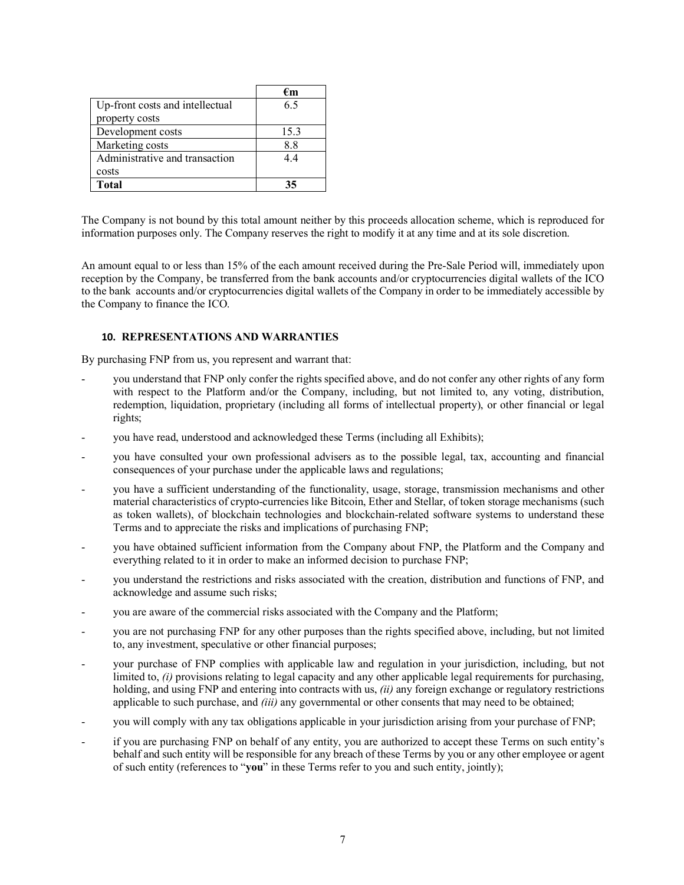| | €m |
|---|---|
| Up-front costs and intellectual property costs | 6.5 |
| Development costs | 15.3 |
| Marketing costs | 8.8 |
| Administrative and transaction costs | 4.4 |
| **Total** | **35** |

The Company is not bound by this total amount neither by this proceeds allocation scheme, which is reproduced for information purposes only. The Company reserves the right to modify it at any time and at its sole discretion.

An amount equal to or less than 15% of the each amount received during the Pre-Sale Period will, immediately upon reception by the Company, be transferred from the bank accounts and/or cryptocurrencies digital wallets of the ICO to the bank accounts and/or cryptocurrencies digital wallets of the Company in order to be immediately accessible by the Company to finance the ICO.

#### 10. REPRESENTATIONS AND WARRANTIES

By purchasing FNP from us, you represent and warrant that:

- you understand that FNP only confer the rights specified above, and do not confer any other rights of any form with respect to the Platform and/or the Company, including, but not limited to, any voting, distribution, redemption, liquidation, proprietary (including all forms of intellectual property), or other financial or legal rights;
- you have read, understood and acknowledged these Terms (including all Exhibits);
- you have consulted your own professional advisers as to the possible legal, tax, accounting and financial consequences of your purchase under the applicable laws and regulations;
- you have a sufficient understanding of the functionality, usage, storage, transmission mechanisms and other material characteristics of crypto-currencies like Bitcoin, Ether and Stellar, of token storage mechanisms (such as token wallets), of blockchain technologies and blockchain-related software systems to understand these Terms and to appreciate the risks and implications of purchasing FNP;
- you have obtained sufficient information from the Company about FNP, the Platform and the Company and everything related to it in order to make an informed decision to purchase FNP;
- you understand the restrictions and risks associated with the creation, distribution and functions of FNP, and acknowledge and assume such risks;
- you are aware of the commercial risks associated with the Company and the Platform;
- you are not purchasing FNP for any other purposes than the rights specified above, including, but not limited to, any investment, speculative or other financial purposes;
- your purchase of FNP complies with applicable law and regulation in your jurisdiction, including, but not limited to, *(i)* provisions relating to legal capacity and any other applicable legal requirements for purchasing, holding, and using FNP and entering into contracts with us, *(ii)* any foreign exchange or regulatory restrictions applicable to such purchase, and *(iii)* any governmental or other consents that may need to be obtained;
- you will comply with any tax obligations applicable in your jurisdiction arising from your purchase of FNP;
- if you are purchasing FNP on behalf of any entity, you are authorized to accept these Terms on such entity's behalf and such entity will be responsible for any breach of these Terms by you or any other employee or agent of such entity (references to "**you**" in these Terms refer to you and such entity, jointly);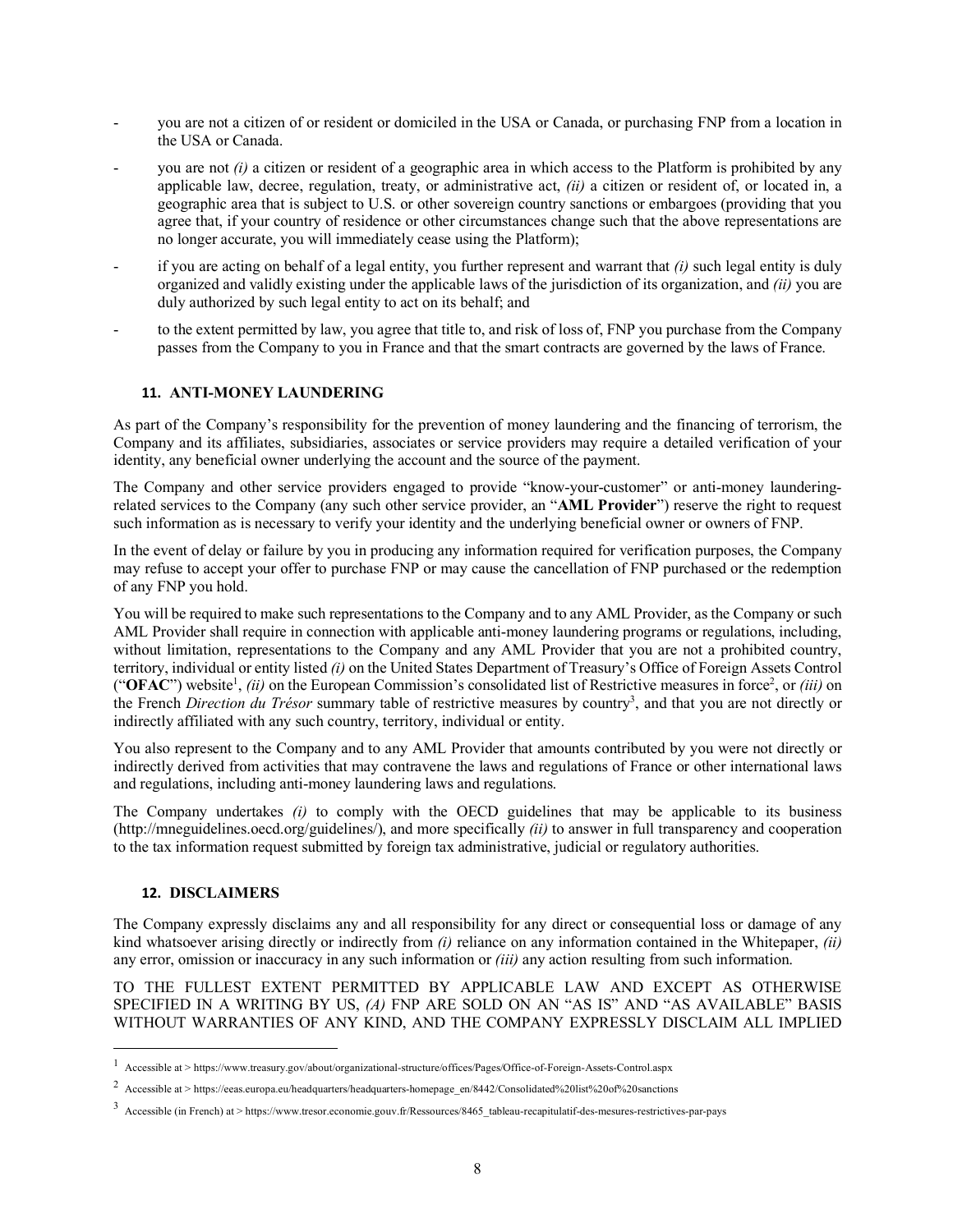- you are not a citizen of or resident or domiciled in the USA or Canada, or purchasing FNP from a location in the USA or Canada.
- you are not *(i)* a citizen or resident of a geographic area in which access to the Platform is prohibited by any applicable law, decree, regulation, treaty, or administrative act, *(ii)* a citizen or resident of, or located in, a geographic area that is subject to U.S. or other sovereign country sanctions or embargoes (providing that you agree that, if your country of residence or other circumstances change such that the above representations are no longer accurate, you will immediately cease using the Platform);
- if you are acting on behalf of a legal entity, you further represent and warrant that *(i)* such legal entity is duly organized and validly existing under the applicable laws of the jurisdiction of its organization, and *(ii)* you are duly authorized by such legal entity to act on its behalf; and
- to the extent permitted by law, you agree that title to, and risk of loss of, FNP you purchase from the Company passes from the Company to you in France and that the smart contracts are governed by the laws of France.

## 11. ANTI-MONEY LAUNDERING

As part of the Company's responsibility for the prevention of money laundering and the financing of terrorism, the Company and its affiliates, subsidiaries, associates or service providers may require a detailed verification of your identity, any beneficial owner underlying the account and the source of the payment.

The Company and other service providers engaged to provide "know-your-customer" or anti-money laundering-related services to the Company (any such other service provider, an "**AML Provider**") reserve the right to request such information as is necessary to verify your identity and the underlying beneficial owner or owners of FNP.

In the event of delay or failure by you in producing any information required for verification purposes, the Company may refuse to accept your offer to purchase FNP or may cause the cancellation of FNP purchased or the redemption of any FNP you hold.

You will be required to make such representations to the Company and to any AML Provider, as the Company or such AML Provider shall require in connection with applicable anti-money laundering programs or regulations, including, without limitation, representations to the Company and any AML Provider that you are not a prohibited country, territory, individual or entity listed *(i)* on the United States Department of Treasury's Office of Foreign Assets Control ("**OFAC**") website[1], *(ii)* on the European Commission's consolidated list of Restrictive measures in force[2], or *(iii)* on the French *Direction du Trésor* summary table of restrictive measures by country[3], and that you are not directly or indirectly affiliated with any such country, territory, individual or entity.

You also represent to the Company and to any AML Provider that amounts contributed by you were not directly or indirectly derived from activities that may contravene the laws and regulations of France or other international laws and regulations, including anti-money laundering laws and regulations.

The Company undertakes *(i)* to comply with the OECD guidelines that may be applicable to its business (http://mneguidelines.oecd.org/guidelines/), and more specifically *(ii)* to answer in full transparency and cooperation to the tax information request submitted by foreign tax administrative, judicial or regulatory authorities.

## 12. DISCLAIMERS

The Company expressly disclaims any and all responsibility for any direct or consequential loss or damage of any kind whatsoever arising directly or indirectly from *(i)* reliance on any information contained in the Whitepaper, *(ii)* any error, omission or inaccuracy in any such information or *(iii)* any action resulting from such information.

TO THE FULLEST EXTENT PERMITTED BY APPLICABLE LAW AND EXCEPT AS OTHERWISE SPECIFIED IN A WRITING BY US, *(A)* FNP ARE SOLD ON AN "AS IS" AND "AS AVAILABLE" BASIS WITHOUT WARRANTIES OF ANY KIND, AND THE COMPANY EXPRESSLY DISCLAIM ALL IMPLIED

---

[1] Accessible at > https://www.treasury.gov/about/organizational-structure/offices/Pages/Office-of-Foreign-Assets-Control.aspx

[2] Accessible at > https://eeas.europa.eu/headquarters/headquarters-homepage_en/8442/Consolidated%20list%20of%20sanctions

[3] Accessible (in French) at > https://www.tresor.economie.gouv.fr/Ressources/8465_tableau-recapitulatif-des-mesures-restrictives-par-pays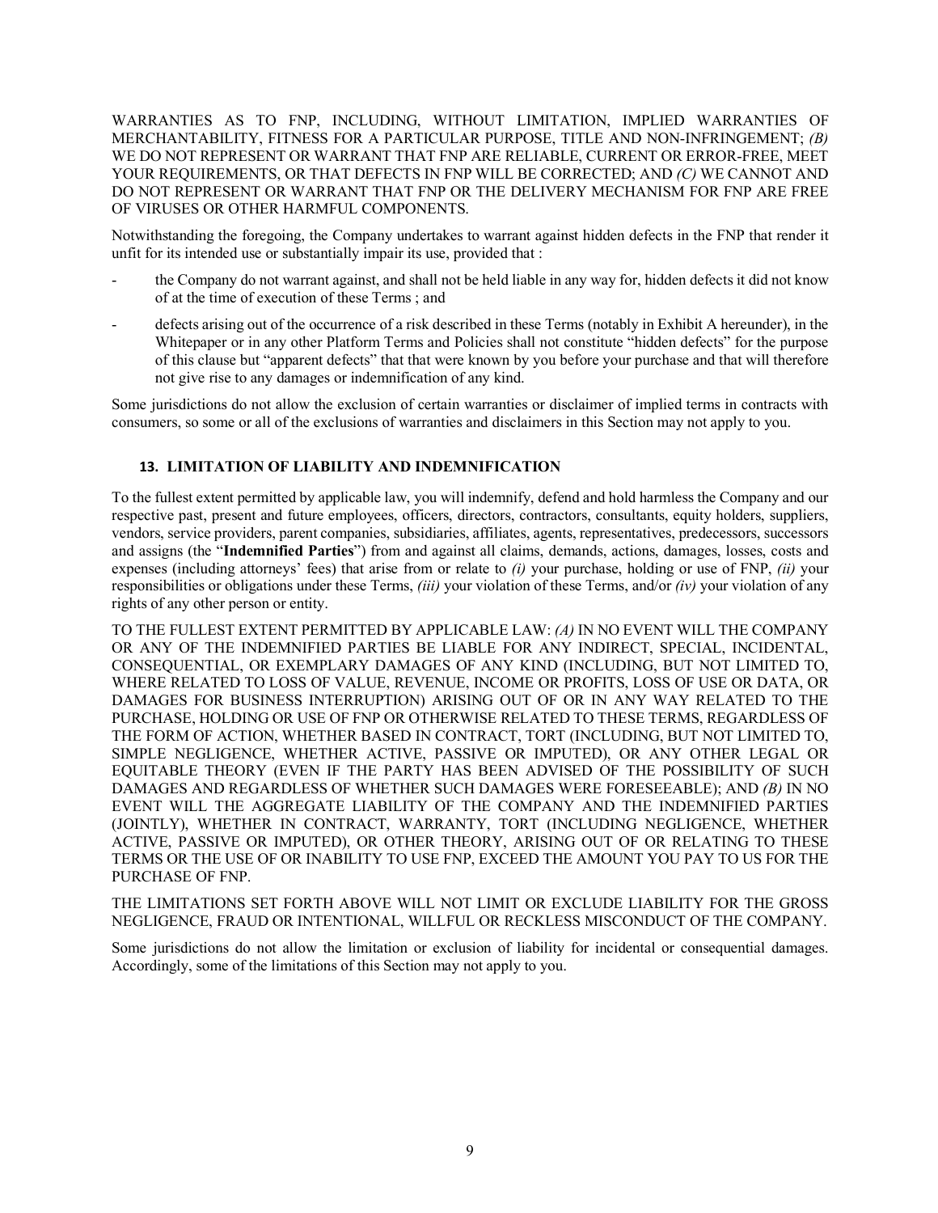WARRANTIES AS TO FNP, INCLUDING, WITHOUT LIMITATION, IMPLIED WARRANTIES OF MERCHANTABILITY, FITNESS FOR A PARTICULAR PURPOSE, TITLE AND NON-INFRINGEMENT; *(B)* WE DO NOT REPRESENT OR WARRANT THAT FNP ARE RELIABLE, CURRENT OR ERROR-FREE, MEET YOUR REQUIREMENTS, OR THAT DEFECTS IN FNP WILL BE CORRECTED; AND *(C)* WE CANNOT AND DO NOT REPRESENT OR WARRANT THAT FNP OR THE DELIVERY MECHANISM FOR FNP ARE FREE OF VIRUSES OR OTHER HARMFUL COMPONENTS.

Notwithstanding the foregoing, the Company undertakes to warrant against hidden defects in the FNP that render it unfit for its intended use or substantially impair its use, provided that :

- the Company do not warrant against, and shall not be held liable in any way for, hidden defects it did not know of at the time of execution of these Terms ; and
- defects arising out of the occurrence of a risk described in these Terms (notably in Exhibit A hereunder), in the Whitepaper or in any other Platform Terms and Policies shall not constitute "hidden defects" for the purpose of this clause but "apparent defects" that that were known by you before your purchase and that will therefore not give rise to any damages or indemnification of any kind.

Some jurisdictions do not allow the exclusion of certain warranties or disclaimer of implied terms in contracts with consumers, so some or all of the exclusions of warranties and disclaimers in this Section may not apply to you.

## 13. LIMITATION OF LIABILITY AND INDEMNIFICATION

To the fullest extent permitted by applicable law, you will indemnify, defend and hold harmless the Company and our respective past, present and future employees, officers, directors, contractors, consultants, equity holders, suppliers, vendors, service providers, parent companies, subsidiaries, affiliates, agents, representatives, predecessors, successors and assigns (the "**Indemnified Parties**") from and against all claims, demands, actions, damages, losses, costs and expenses (including attorneys' fees) that arise from or relate to *(i)* your purchase, holding or use of FNP, *(ii)* your responsibilities or obligations under these Terms, *(iii)* your violation of these Terms, and/or *(iv)* your violation of any rights of any other person or entity.

TO THE FULLEST EXTENT PERMITTED BY APPLICABLE LAW: *(A)* IN NO EVENT WILL THE COMPANY OR ANY OF THE INDEMNIFIED PARTIES BE LIABLE FOR ANY INDIRECT, SPECIAL, INCIDENTAL, CONSEQUENTIAL, OR EXEMPLARY DAMAGES OF ANY KIND (INCLUDING, BUT NOT LIMITED TO, WHERE RELATED TO LOSS OF VALUE, REVENUE, INCOME OR PROFITS, LOSS OF USE OR DATA, OR DAMAGES FOR BUSINESS INTERRUPTION) ARISING OUT OF OR IN ANY WAY RELATED TO THE PURCHASE, HOLDING OR USE OF FNP OR OTHERWISE RELATED TO THESE TERMS, REGARDLESS OF THE FORM OF ACTION, WHETHER BASED IN CONTRACT, TORT (INCLUDING, BUT NOT LIMITED TO, SIMPLE NEGLIGENCE, WHETHER ACTIVE, PASSIVE OR IMPUTED), OR ANY OTHER LEGAL OR EQUITABLE THEORY (EVEN IF THE PARTY HAS BEEN ADVISED OF THE POSSIBILITY OF SUCH DAMAGES AND REGARDLESS OF WHETHER SUCH DAMAGES WERE FORESEEABLE); AND *(B)* IN NO EVENT WILL THE AGGREGATE LIABILITY OF THE COMPANY AND THE INDEMNIFIED PARTIES (JOINTLY), WHETHER IN CONTRACT, WARRANTY, TORT (INCLUDING NEGLIGENCE, WHETHER ACTIVE, PASSIVE OR IMPUTED), OR OTHER THEORY, ARISING OUT OF OR RELATING TO THESE TERMS OR THE USE OF OR INABILITY TO USE FNP, EXCEED THE AMOUNT YOU PAY TO US FOR THE PURCHASE OF FNP.

THE LIMITATIONS SET FORTH ABOVE WILL NOT LIMIT OR EXCLUDE LIABILITY FOR THE GROSS NEGLIGENCE, FRAUD OR INTENTIONAL, WILLFUL OR RECKLESS MISCONDUCT OF THE COMPANY.

Some jurisdictions do not allow the limitation or exclusion of liability for incidental or consequential damages. Accordingly, some of the limitations of this Section may not apply to you.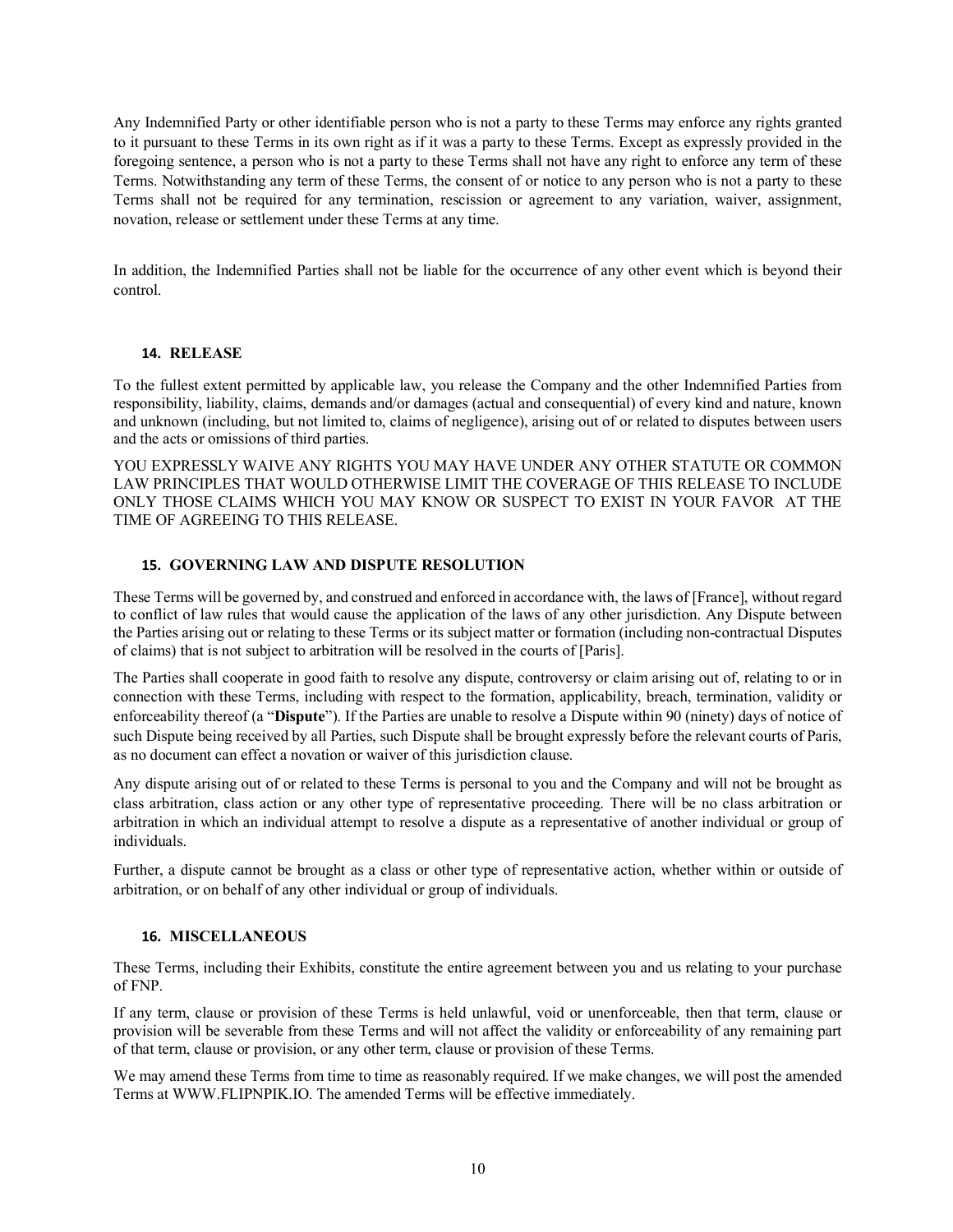Any Indemnified Party or other identifiable person who is not a party to these Terms may enforce any rights granted to it pursuant to these Terms in its own right as if it was a party to these Terms. Except as expressly provided in the foregoing sentence, a person who is not a party to these Terms shall not have any right to enforce any term of these Terms. Notwithstanding any term of these Terms, the consent of or notice to any person who is not a party to these Terms shall not be required for any termination, rescission or agreement to any variation, waiver, assignment, novation, release or settlement under these Terms at any time.

In addition, the Indemnified Parties shall not be liable for the occurrence of any other event which is beyond their control.

## 14. RELEASE

To the fullest extent permitted by applicable law, you release the Company and the other Indemnified Parties from responsibility, liability, claims, demands and/or damages (actual and consequential) of every kind and nature, known and unknown (including, but not limited to, claims of negligence), arising out of or related to disputes between users and the acts or omissions of third parties.

YOU EXPRESSLY WAIVE ANY RIGHTS YOU MAY HAVE UNDER ANY OTHER STATUTE OR COMMON LAW PRINCIPLES THAT WOULD OTHERWISE LIMIT THE COVERAGE OF THIS RELEASE TO INCLUDE ONLY THOSE CLAIMS WHICH YOU MAY KNOW OR SUSPECT TO EXIST IN YOUR FAVOR AT THE TIME OF AGREEING TO THIS RELEASE.

## 15. GOVERNING LAW AND DISPUTE RESOLUTION

These Terms will be governed by, and construed and enforced in accordance with, the laws of [France], without regard to conflict of law rules that would cause the application of the laws of any other jurisdiction. Any Dispute between the Parties arising out or relating to these Terms or its subject matter or formation (including non-contractual Disputes of claims) that is not subject to arbitration will be resolved in the courts of [Paris].

The Parties shall cooperate in good faith to resolve any dispute, controversy or claim arising out of, relating to or in connection with these Terms, including with respect to the formation, applicability, breach, termination, validity or enforceability thereof (a "**Dispute**"). If the Parties are unable to resolve a Dispute within 90 (ninety) days of notice of such Dispute being received by all Parties, such Dispute shall be brought expressly before the relevant courts of Paris, as no document can effect a novation or waiver of this jurisdiction clause.

Any dispute arising out of or related to these Terms is personal to you and the Company and will not be brought as class arbitration, class action or any other type of representative proceeding. There will be no class arbitration or arbitration in which an individual attempt to resolve a dispute as a representative of another individual or group of individuals.

Further, a dispute cannot be brought as a class or other type of representative action, whether within or outside of arbitration, or on behalf of any other individual or group of individuals.

## 16. MISCELLANEOUS

These Terms, including their Exhibits, constitute the entire agreement between you and us relating to your purchase of FNP.

If any term, clause or provision of these Terms is held unlawful, void or unenforceable, then that term, clause or provision will be severable from these Terms and will not affect the validity or enforceability of any remaining part of that term, clause or provision, or any other term, clause or provision of these Terms.

We may amend these Terms from time to time as reasonably required. If we make changes, we will post the amended Terms at WWW.FLIPNPIK.IO. The amended Terms will be effective immediately.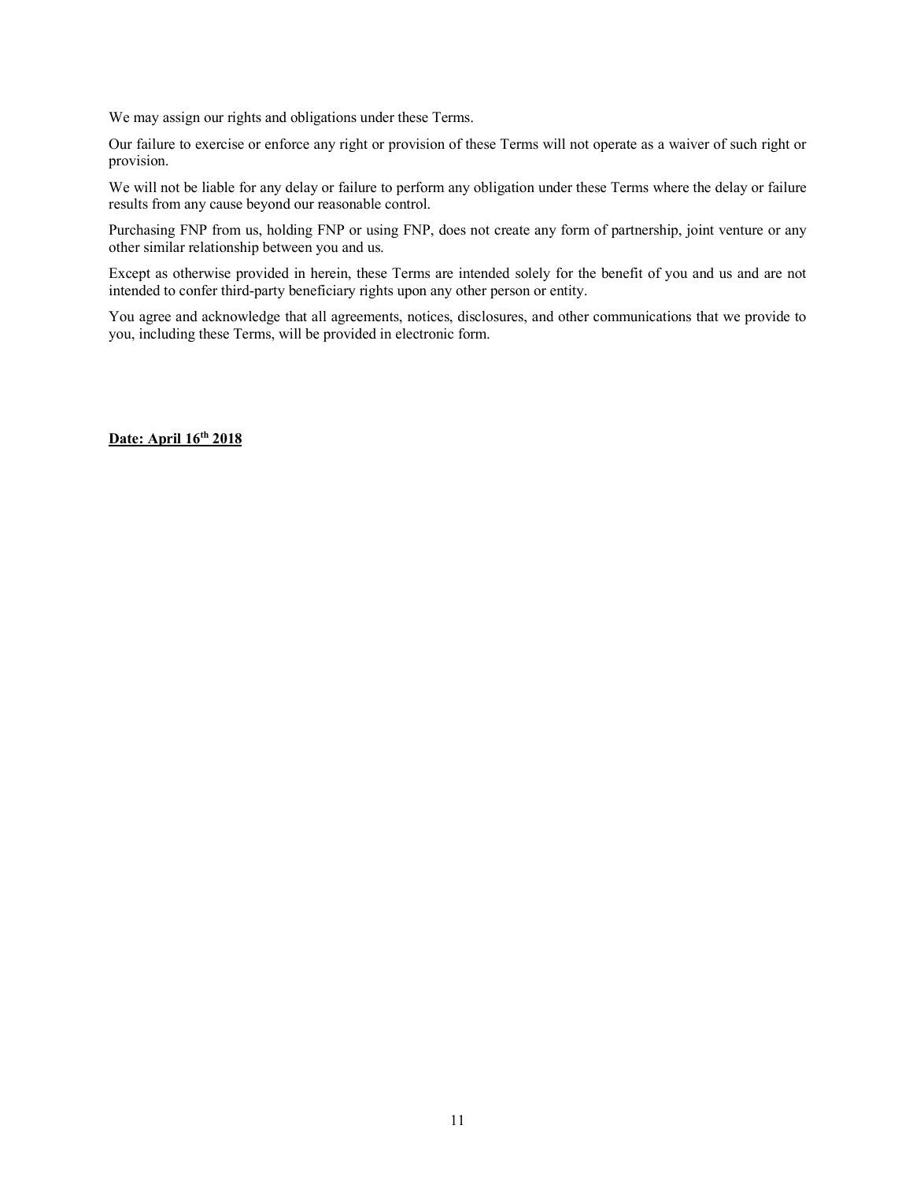We may assign our rights and obligations under these Terms.

Our failure to exercise or enforce any right or provision of these Terms will not operate as a waiver of such right or provision.

We will not be liable for any delay or failure to perform any obligation under these Terms where the delay or failure results from any cause beyond our reasonable control.

Purchasing FNP from us, holding FNP or using FNP, does not create any form of partnership, joint venture or any other similar relationship between you and us.

Except as otherwise provided in herein, these Terms are intended solely for the benefit of you and us and are not intended to confer third-party beneficiary rights upon any other person or entity.

You agree and acknowledge that all agreements, notices, disclosures, and other communications that we provide to you, including these Terms, will be provided in electronic form.

**Date: April 16th 2018**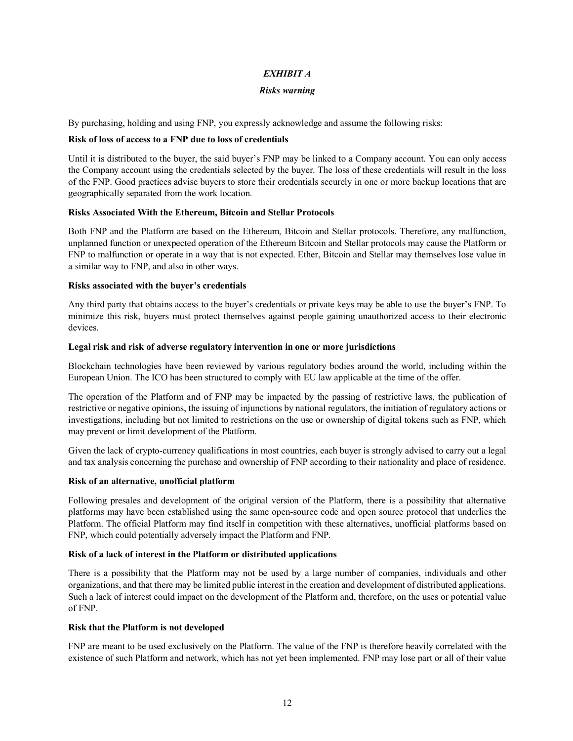## *EXHIBIT A*

### *Risks warning*

By purchasing, holding and using FNP, you expressly acknowledge and assume the following risks:

**Risk of loss of access to a FNP due to loss of credentials**

Until it is distributed to the buyer, the said buyer's FNP may be linked to a Company account. You can only access the Company account using the credentials selected by the buyer. The loss of these credentials will result in the loss of the FNP. Good practices advise buyers to store their credentials securely in one or more backup locations that are geographically separated from the work location.

**Risks Associated With the Ethereum, Bitcoin and Stellar Protocols**

Both FNP and the Platform are based on the Ethereum, Bitcoin and Stellar protocols. Therefore, any malfunction, unplanned function or unexpected operation of the Ethereum Bitcoin and Stellar protocols may cause the Platform or FNP to malfunction or operate in a way that is not expected. Ether, Bitcoin and Stellar may themselves lose value in a similar way to FNP, and also in other ways.

**Risks associated with the buyer's credentials**

Any third party that obtains access to the buyer's credentials or private keys may be able to use the buyer's FNP. To minimize this risk, buyers must protect themselves against people gaining unauthorized access to their electronic devices.

**Legal risk and risk of adverse regulatory intervention in one or more jurisdictions**

Blockchain technologies have been reviewed by various regulatory bodies around the world, including within the European Union. The ICO has been structured to comply with EU law applicable at the time of the offer.

The operation of the Platform and of FNP may be impacted by the passing of restrictive laws, the publication of restrictive or negative opinions, the issuing of injunctions by national regulators, the initiation of regulatory actions or investigations, including but not limited to restrictions on the use or ownership of digital tokens such as FNP, which may prevent or limit development of the Platform.

Given the lack of crypto-currency qualifications in most countries, each buyer is strongly advised to carry out a legal and tax analysis concerning the purchase and ownership of FNP according to their nationality and place of residence.

**Risk of an alternative, unofficial platform**

Following presales and development of the original version of the Platform, there is a possibility that alternative platforms may have been established using the same open-source code and open source protocol that underlies the Platform. The official Platform may find itself in competition with these alternatives, unofficial platforms based on FNP, which could potentially adversely impact the Platform and FNP.

**Risk of a lack of interest in the Platform or distributed applications**

There is a possibility that the Platform may not be used by a large number of companies, individuals and other organizations, and that there may be limited public interest in the creation and development of distributed applications. Such a lack of interest could impact on the development of the Platform and, therefore, on the uses or potential value of FNP.

**Risk that the Platform is not developed**

FNP are meant to be used exclusively on the Platform. The value of the FNP is therefore heavily correlated with the existence of such Platform and network, which has not yet been implemented. FNP may lose part or all of their value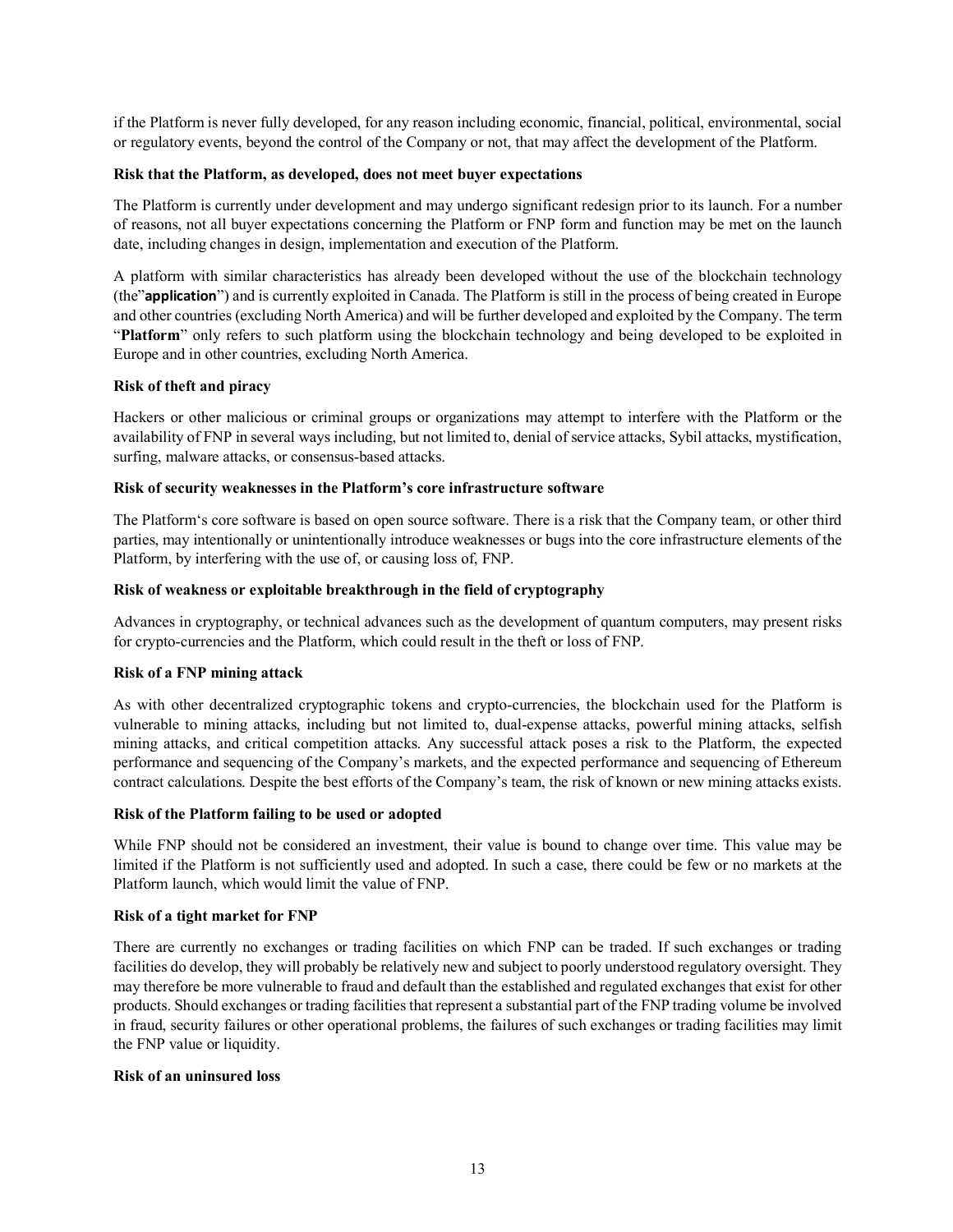if the Platform is never fully developed, for any reason including economic, financial, political, environmental, social or regulatory events, beyond the control of the Company or not, that may affect the development of the Platform.

**Risk that the Platform, as developed, does not meet buyer expectations**

The Platform is currently under development and may undergo significant redesign prior to its launch. For a number of reasons, not all buyer expectations concerning the Platform or FNP form and function may be met on the launch date, including changes in design, implementation and execution of the Platform.

A platform with similar characteristics has already been developed without the use of the blockchain technology (the"**application**") and is currently exploited in Canada. The Platform is still in the process of being created in Europe and other countries (excluding North America) and will be further developed and exploited by the Company. The term "**Platform**" only refers to such platform using the blockchain technology and being developed to be exploited in Europe and in other countries, excluding North America.

**Risk of theft and piracy**

Hackers or other malicious or criminal groups or organizations may attempt to interfere with the Platform or the availability of FNP in several ways including, but not limited to, denial of service attacks, Sybil attacks, mystification, surfing, malware attacks, or consensus-based attacks.

**Risk of security weaknesses in the Platform's core infrastructure software**

The Platform's core software is based on open source software. There is a risk that the Company team, or other third parties, may intentionally or unintentionally introduce weaknesses or bugs into the core infrastructure elements of the Platform, by interfering with the use of, or causing loss of, FNP.

**Risk of weakness or exploitable breakthrough in the field of cryptography**

Advances in cryptography, or technical advances such as the development of quantum computers, may present risks for crypto-currencies and the Platform, which could result in the theft or loss of FNP.

**Risk of a FNP mining attack**

As with other decentralized cryptographic tokens and crypto-currencies, the blockchain used for the Platform is vulnerable to mining attacks, including but not limited to, dual-expense attacks, powerful mining attacks, selfish mining attacks, and critical competition attacks. Any successful attack poses a risk to the Platform, the expected performance and sequencing of the Company's markets, and the expected performance and sequencing of Ethereum contract calculations. Despite the best efforts of the Company's team, the risk of known or new mining attacks exists.

**Risk of the Platform failing to be used or adopted**

While FNP should not be considered an investment, their value is bound to change over time. This value may be limited if the Platform is not sufficiently used and adopted. In such a case, there could be few or no markets at the Platform launch, which would limit the value of FNP.

**Risk of a tight market for FNP**

There are currently no exchanges or trading facilities on which FNP can be traded. If such exchanges or trading facilities do develop, they will probably be relatively new and subject to poorly understood regulatory oversight. They may therefore be more vulnerable to fraud and default than the established and regulated exchanges that exist for other products. Should exchanges or trading facilities that represent a substantial part of the FNP trading volume be involved in fraud, security failures or other operational problems, the failures of such exchanges or trading facilities may limit the FNP value or liquidity.

**Risk of an uninsured loss**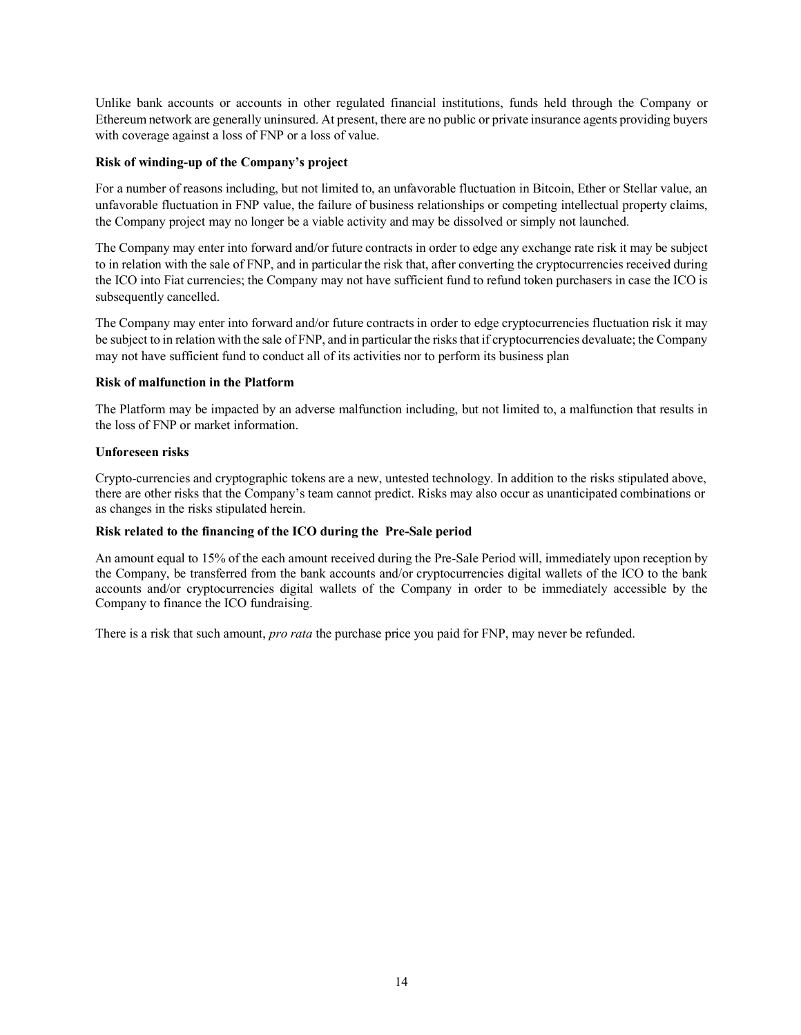Unlike bank accounts or accounts in other regulated financial institutions, funds held through the Company or Ethereum network are generally uninsured. At present, there are no public or private insurance agents providing buyers with coverage against a loss of FNP or a loss of value.

**Risk of winding-up of the Company's project**

For a number of reasons including, but not limited to, an unfavorable fluctuation in Bitcoin, Ether or Stellar value, an unfavorable fluctuation in FNP value, the failure of business relationships or competing intellectual property claims, the Company project may no longer be a viable activity and may be dissolved or simply not launched.

The Company may enter into forward and/or future contracts in order to edge any exchange rate risk it may be subject to in relation with the sale of FNP, and in particular the risk that, after converting the cryptocurrencies received during the ICO into Fiat currencies; the Company may not have sufficient fund to refund token purchasers in case the ICO is subsequently cancelled.

The Company may enter into forward and/or future contracts in order to edge cryptocurrencies fluctuation risk it may be subject to in relation with the sale of FNP, and in particular the risks that if cryptocurrencies devaluate; the Company may not have sufficient fund to conduct all of its activities nor to perform its business plan

**Risk of malfunction in the Platform**

The Platform may be impacted by an adverse malfunction including, but not limited to, a malfunction that results in the loss of FNP or market information.

**Unforeseen risks**

Crypto-currencies and cryptographic tokens are a new, untested technology. In addition to the risks stipulated above, there are other risks that the Company's team cannot predict. Risks may also occur as unanticipated combinations or as changes in the risks stipulated herein.

**Risk related to the financing of the ICO during the Pre-Sale period**

An amount equal to 15% of the each amount received during the Pre-Sale Period will, immediately upon reception by the Company, be transferred from the bank accounts and/or cryptocurrencies digital wallets of the ICO to the bank accounts and/or cryptocurrencies digital wallets of the Company in order to be immediately accessible by the Company to finance the ICO fundraising.

There is a risk that such amount, *pro rata* the purchase price you paid for FNP, may never be refunded.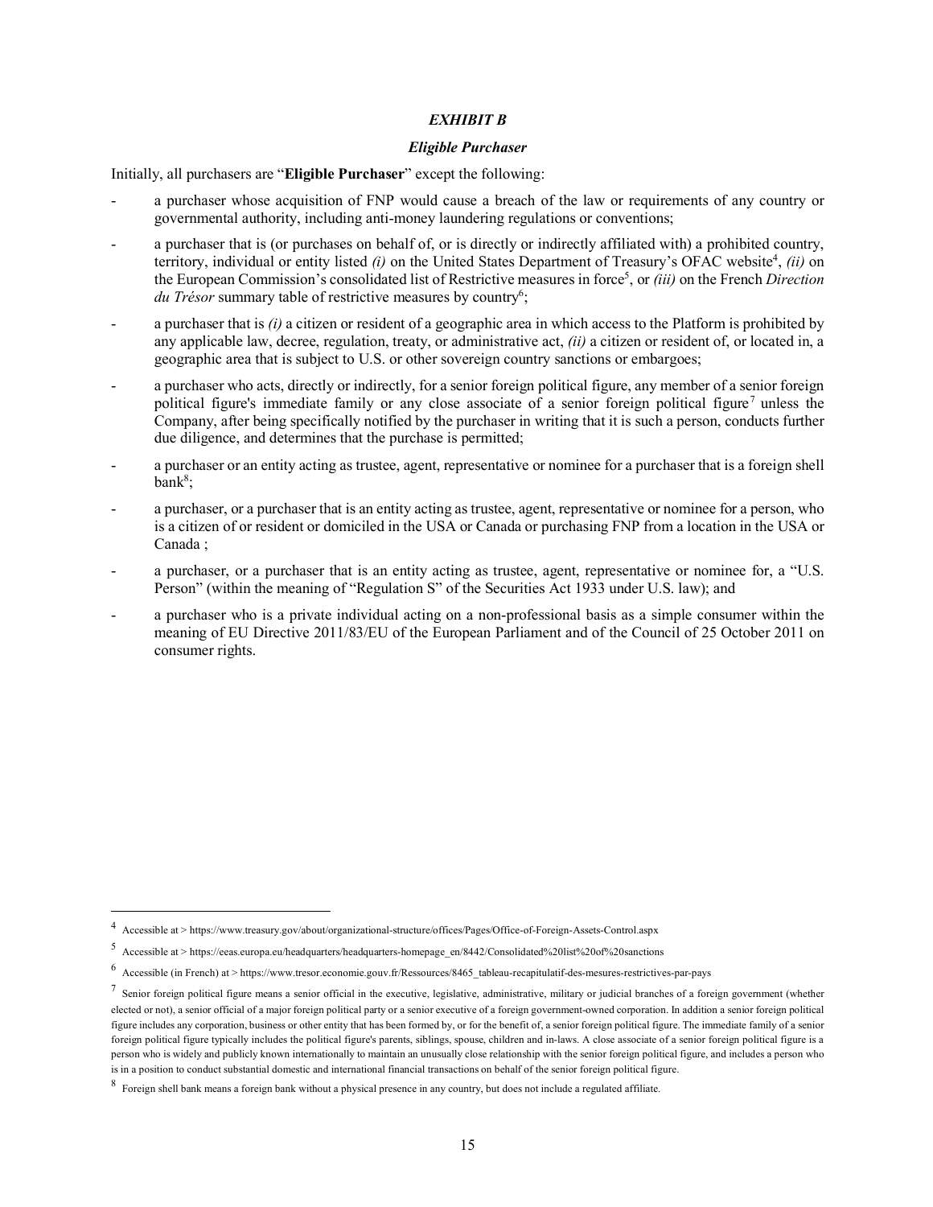***EXHIBIT B***

***Eligible Purchaser***

Initially, all purchasers are "**Eligible Purchaser**" except the following:

- a purchaser whose acquisition of FNP would cause a breach of the law or requirements of any country or governmental authority, including anti-money laundering regulations or conventions;
- a purchaser that is (or purchases on behalf of, or is directly or indirectly affiliated with) a prohibited country, territory, individual or entity listed *(i)* on the United States Department of Treasury's OFAC website[4], *(ii)* on the European Commission's consolidated list of Restrictive measures in force[5], or *(iii)* on the French *Direction du Trésor* summary table of restrictive measures by country[6];
- a purchaser that is *(i)* a citizen or resident of a geographic area in which access to the Platform is prohibited by any applicable law, decree, regulation, treaty, or administrative act, *(ii)* a citizen or resident of, or located in, a geographic area that is subject to U.S. or other sovereign country sanctions or embargoes;
- a purchaser who acts, directly or indirectly, for a senior foreign political figure, any member of a senior foreign political figure's immediate family or any close associate of a senior foreign political figure[7] unless the Company, after being specifically notified by the purchaser in writing that it is such a person, conducts further due diligence, and determines that the purchase is permitted;
- a purchaser or an entity acting as trustee, agent, representative or nominee for a purchaser that is a foreign shell bank[8];
- a purchaser, or a purchaser that is an entity acting as trustee, agent, representative or nominee for a person, who is a citizen of or resident or domiciled in the USA or Canada or purchasing FNP from a location in the USA or Canada ;
- a purchaser, or a purchaser that is an entity acting as trustee, agent, representative or nominee for, a "U.S. Person" (within the meaning of "Regulation S" of the Securities Act 1933 under U.S. law); and
- a purchaser who is a private individual acting on a non-professional basis as a simple consumer within the meaning of EU Directive 2011/83/EU of the European Parliament and of the Council of 25 October 2011 on consumer rights.

---

[4] Accessible at > https://www.treasury.gov/about/organizational-structure/offices/Pages/Office-of-Foreign-Assets-Control.aspx

[5] Accessible at > https://eeas.europa.eu/headquarters/headquarters-homepage_en/8442/Consolidated%20list%20of%20sanctions

[6] Accessible (in French) at > https://www.tresor.economie.gouv.fr/Ressources/8465_tableau-recapitulatif-des-mesures-restrictives-par-pays

[7] Senior foreign political figure means a senior official in the executive, legislative, administrative, military or judicial branches of a foreign government (whether elected or not), a senior official of a major foreign political party or a senior executive of a foreign government-owned corporation. In addition a senior foreign political figure includes any corporation, business or other entity that has been formed by, or for the benefit of, a senior foreign political figure. The immediate family of a senior foreign political figure typically includes the political figure's parents, siblings, spouse, children and in-laws. A close associate of a senior foreign political figure is a person who is widely and publicly known internationally to maintain an unusually close relationship with the senior foreign political figure, and includes a person who is in a position to conduct substantial domestic and international financial transactions on behalf of the senior foreign political figure.

[8] Foreign shell bank means a foreign bank without a physical presence in any country, but does not include a regulated affiliate.